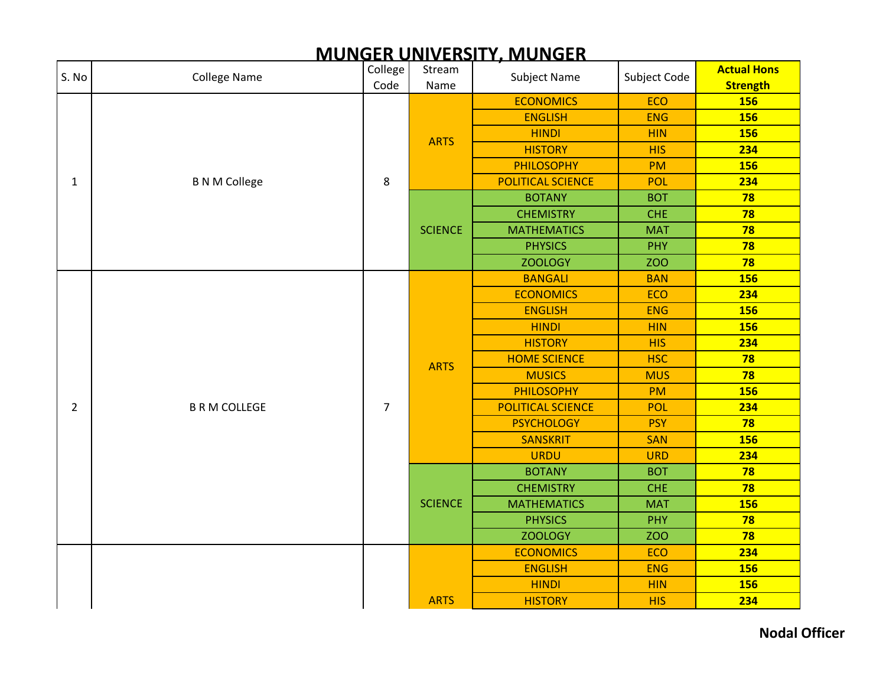# MUNGER UNIVERSITY, MUNGER

| S. No | College Name | College Code | Stream Name | Subject Name | Subject Code | Actual Hons Strength |
|---|---|---|---|---|---|---|
| 1 | B N M College | 8 | ARTS | ECONOMICS | ECO | 156 |
| | | | | ENGLISH | ENG | 156 |
| | | | | HINDI | HIN | 156 |
| | | | | HISTORY | HIS | 234 |
| | | | | PHILOSOPHY | PM | 156 |
| | | | | POLITICAL SCIENCE | POL | 234 |
| | | | SCIENCE | BOTANY | BOT | 78 |
| | | | | CHEMISTRY | CHE | 78 |
| | | | | MATHEMATICS | MAT | 78 |
| | | | | PHYSICS | PHY | 78 |
| | | | | ZOOLOGY | ZOO | 78 |
| 2 | B R M COLLEGE | 7 | ARTS | BANGALI | BAN | 156 |
| | | | | ECONOMICS | ECO | 234 |
| | | | | ENGLISH | ENG | 156 |
| | | | | HINDI | HIN | 156 |
| | | | | HISTORY | HIS | 234 |
| | | | | HOME SCIENCE | HSC | 78 |
| | | | | MUSICS | MUS | 78 |
| | | | | PHILOSOPHY | PM | 156 |
| | | | | POLITICAL SCIENCE | POL | 234 |
| | | | | PSYCHOLOGY | PSY | 78 |
| | | | | SANSKRIT | SAN | 156 |
| | | | | URDU | URD | 234 |
| | | | SCIENCE | BOTANY | BOT | 78 |
| | | | | CHEMISTRY | CHE | 78 |
| | | | | MATHEMATICS | MAT | 156 |
| | | | | PHYSICS | PHY | 78 |
| | | | | ZOOLOGY | ZOO | 78 |
| | | | ARTS | ECONOMICS | ECO | 234 |
| | | | | ENGLISH | ENG | 156 |
| | | | | HINDI | HIN | 156 |
| | | | | HISTORY | HIS | 234 |

**Nodal Officer**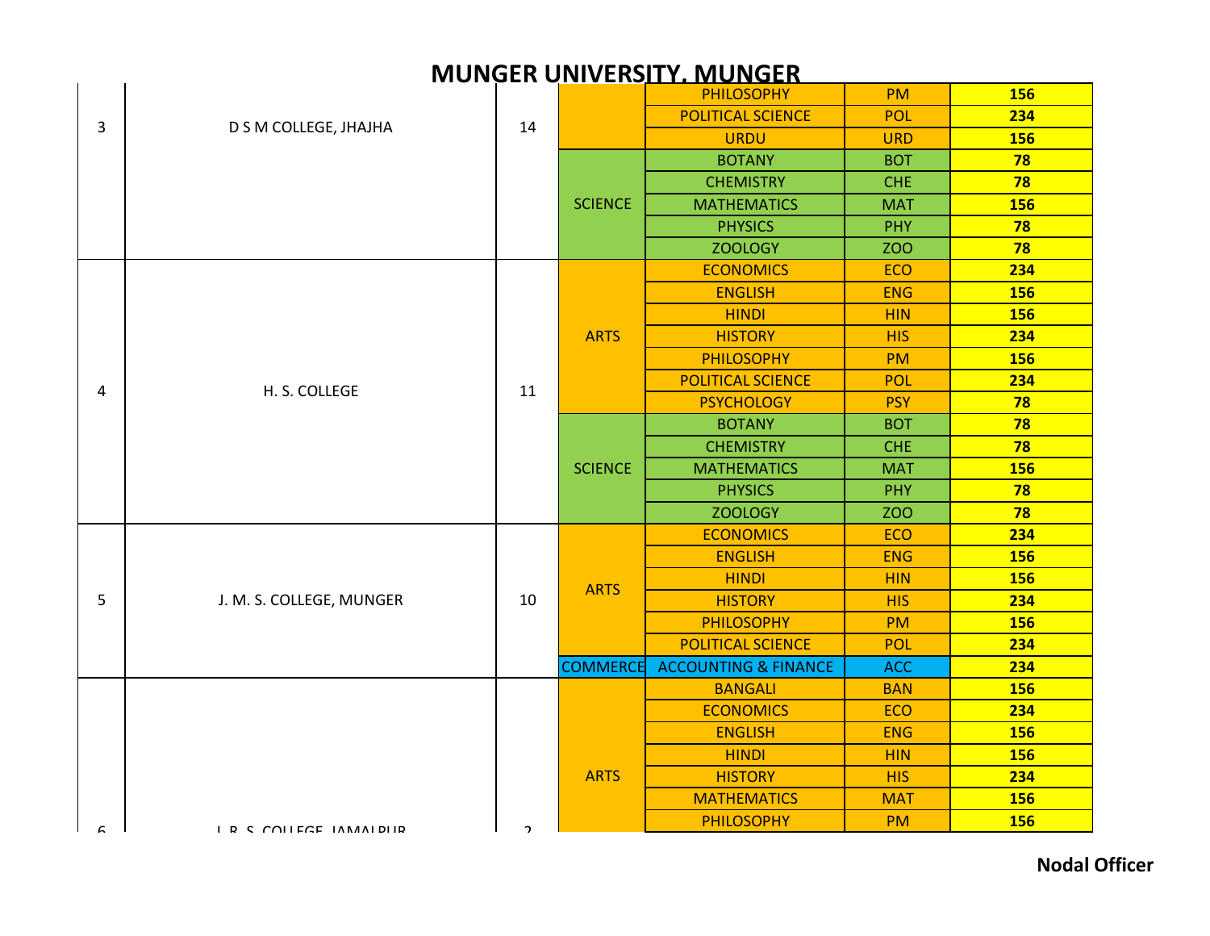# MUNGER UNIVERSITY, MUNGER

| | | | | | | |
|---|---|---|---|---|---|---|
| 3 | D S M COLLEGE, JHAJHA | 14 | | PHILOSOPHY | PM | 156 |
| | | | | POLITICAL SCIENCE | POL | 234 |
| | | | | URDU | URD | 156 |
| | | | SCIENCE | BOTANY | BOT | 78 |
| | | | | CHEMISTRY | CHE | 78 |
| | | | | MATHEMATICS | MAT | 156 |
| | | | | PHYSICS | PHY | 78 |
| | | | | ZOOLOGY | ZOO | 78 |
| 4 | H. S. COLLEGE | 11 | ARTS | ECONOMICS | ECO | 234 |
| | | | | ENGLISH | ENG | 156 |
| | | | | HINDI | HIN | 156 |
| | | | | HISTORY | HIS | 234 |
| | | | | PHILOSOPHY | PM | 156 |
| | | | | POLITICAL SCIENCE | POL | 234 |
| | | | | PSYCHOLOGY | PSY | 78 |
| | | | SCIENCE | BOTANY | BOT | 78 |
| | | | | CHEMISTRY | CHE | 78 |
| | | | | MATHEMATICS | MAT | 156 |
| | | | | PHYSICS | PHY | 78 |
| | | | | ZOOLOGY | ZOO | 78 |
| 5 | J. M. S. COLLEGE, MUNGER | 10 | ARTS | ECONOMICS | ECO | 234 |
| | | | | ENGLISH | ENG | 156 |
| | | | | HINDI | HIN | 156 |
| | | | | HISTORY | HIS | 234 |
| | | | | PHILOSOPHY | PM | 156 |
| | | | | POLITICAL SCIENCE | POL | 234 |
| | | | COMMERCE | ACCOUNTING & FINANCE | ACC | 234 |
| 6 | J. R. S. COLLEGE, JAMALPUR | 2 | ARTS | BANGALI | BAN | 156 |
| | | | | ECONOMICS | ECO | 234 |
| | | | | ENGLISH | ENG | 156 |
| | | | | HINDI | HIN | 156 |
| | | | | HISTORY | HIS | 234 |
| | | | | MATHEMATICS | MAT | 156 |
| | | | | PHILOSOPHY | PM | 156 |

**Nodal Officer**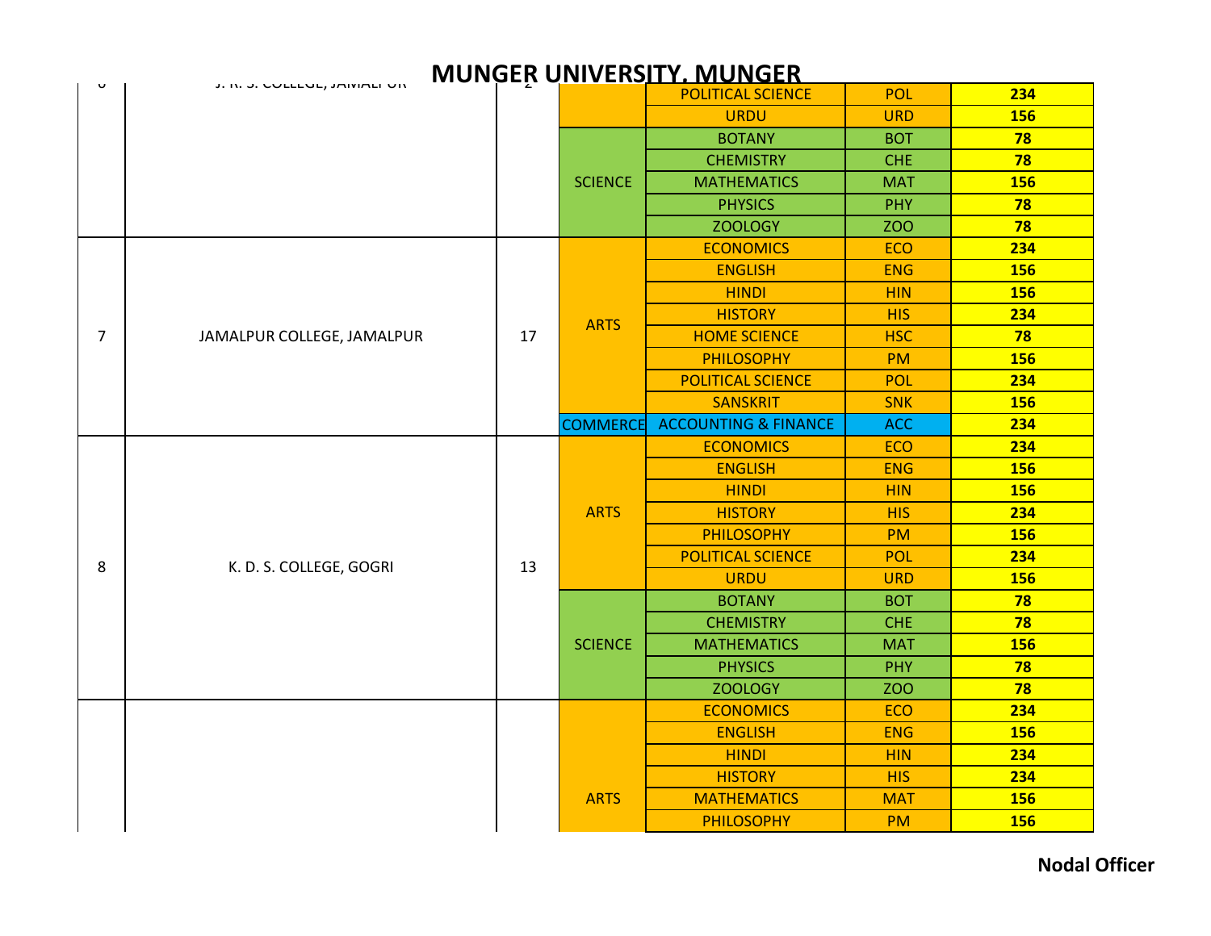# MUNGER UNIVERSITY, MUNGER

| S.No. | College | | Stream | Subject | Code | Seats |
|---|---|---|---|---|---|---|
| 6 | J. R. S. COLLEGE, JAMALPUR | 2 | | POLITICAL SCIENCE | POL | **234** |
| | | | | URDU | URD | **156** |
| | | | SCIENCE | BOTANY | BOT | **78** |
| | | | | CHEMISTRY | CHE | **78** |
| | | | | MATHEMATICS | MAT | **156** |
| | | | | PHYSICS | PHY | **78** |
| | | | | ZOOLOGY | ZOO | **78** |
| 7 | JAMALPUR COLLEGE, JAMALPUR | 17 | ARTS | ECONOMICS | ECO | **234** |
| | | | | ENGLISH | ENG | **156** |
| | | | | HINDI | HIN | **156** |
| | | | | HISTORY | HIS | **234** |
| | | | | HOME SCIENCE | HSC | **78** |
| | | | | PHILOSOPHY | PM | **156** |
| | | | | POLITICAL SCIENCE | POL | **234** |
| | | | | SANSKRIT | SNK | **156** |
| | | | COMMERCE | ACCOUNTING & FINANCE | ACC | **234** |
| 8 | K. D. S. COLLEGE, GOGRI | 13 | ARTS | ECONOMICS | ECO | **234** |
| | | | | ENGLISH | ENG | **156** |
| | | | | HINDI | HIN | **156** |
| | | | | HISTORY | HIS | **234** |
| | | | | PHILOSOPHY | PM | **156** |
| | | | | POLITICAL SCIENCE | POL | **234** |
| | | | | URDU | URD | **156** |
| | | | SCIENCE | BOTANY | BOT | **78** |
| | | | | CHEMISTRY | CHE | **78** |
| | | | | MATHEMATICS | MAT | **156** |
| | | | | PHYSICS | PHY | **78** |
| | | | | ZOOLOGY | ZOO | **78** |
| | | | ARTS | ECONOMICS | ECO | **234** |
| | | | | ENGLISH | ENG | **156** |
| | | | | HINDI | HIN | **234** |
| | | | | HISTORY | HIS | **234** |
| | | | | MATHEMATICS | MAT | **156** |
| | | | | PHILOSOPHY | PM | **156** |

**Nodal Officer**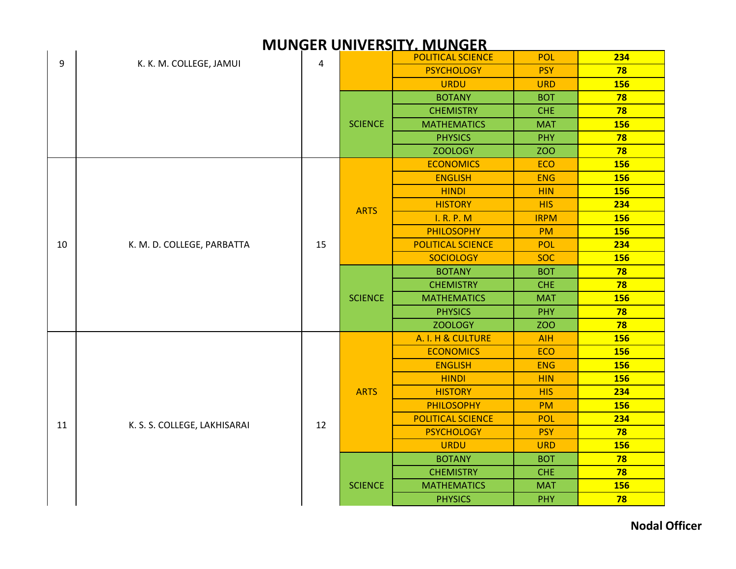# MUNGER UNIVERSITY, MUNGER

| | | | | | | |
|---|---|---|---|---|---|---|
| 9 | K. K. M. COLLEGE, JAMUI | 4 | | POLITICAL SCIENCE | POL | **234** |
| | | | | PSYCHOLOGY | PSY | **78** |
| | | | | URDU | URD | **156** |
| | | | SCIENCE | BOTANY | BOT | **78** |
| | | | | CHEMISTRY | CHE | **78** |
| | | | | MATHEMATICS | MAT | **156** |
| | | | | PHYSICS | PHY | **78** |
| | | | | ZOOLOGY | ZOO | **78** |
| 10 | K. M. D. COLLEGE, PARBATTA | 15 | ARTS | ECONOMICS | ECO | **156** |
| | | | | ENGLISH | ENG | **156** |
| | | | | HINDI | HIN | **156** |
| | | | | HISTORY | HIS | **234** |
| | | | | I. R. P. M | IRPM | **156** |
| | | | | PHILOSOPHY | PM | **156** |
| | | | | POLITICAL SCIENCE | POL | **234** |
| | | | | SOCIOLOGY | SOC | **156** |
| | | | SCIENCE | BOTANY | BOT | **78** |
| | | | | CHEMISTRY | CHE | **78** |
| | | | | MATHEMATICS | MAT | **156** |
| | | | | PHYSICS | PHY | **78** |
| | | | | ZOOLOGY | ZOO | **78** |
| 11 | K. S. S. COLLEGE, LAKHISARAI | 12 | ARTS | A. I. H & CULTURE | AIH | **156** |
| | | | | ECONOMICS | ECO | **156** |
| | | | | ENGLISH | ENG | **156** |
| | | | | HINDI | HIN | **156** |
| | | | | HISTORY | HIS | **234** |
| | | | | PHILOSOPHY | PM | **156** |
| | | | | POLITICAL SCIENCE | POL | **234** |
| | | | | PSYCHOLOGY | PSY | **78** |
| | | | | URDU | URD | **156** |
| | | | SCIENCE | BOTANY | BOT | **78** |
| | | | | CHEMISTRY | CHE | **78** |
| | | | | MATHEMATICS | MAT | **156** |
| | | | | PHYSICS | PHY | **78** |

**Nodal Officer**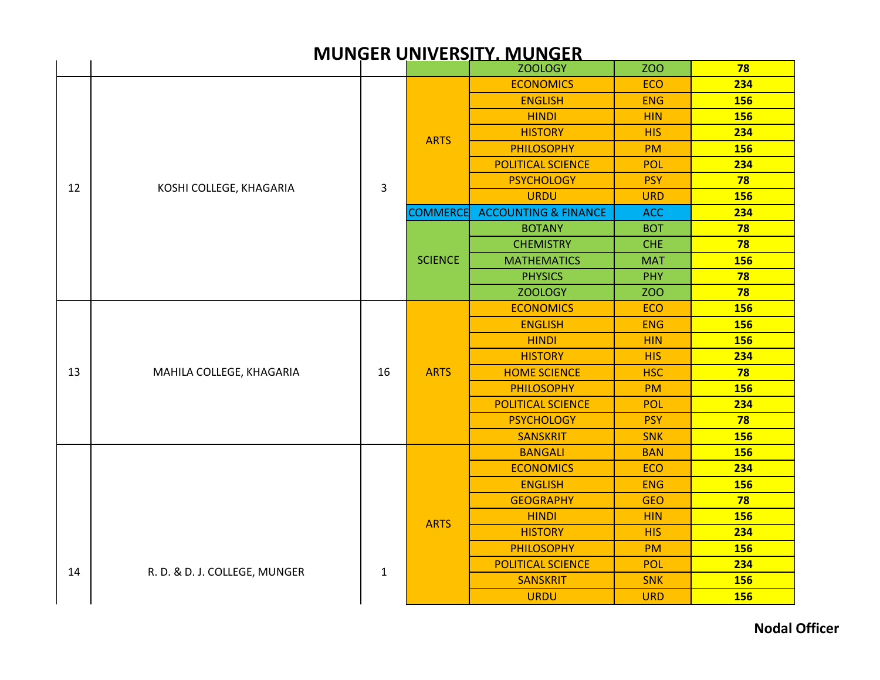# MUNGER UNIVERSITY, MUNGER

| | | | | | | |
|---|---|---|---|---|---|---|
| | | | | ZOOLOGY | ZOO | 78 |
| 12 | KOSHI COLLEGE, KHAGARIA | 3 | ARTS | ECONOMICS | ECO | 234 |
| | | | | ENGLISH | ENG | 156 |
| | | | | HINDI | HIN | 156 |
| | | | | HISTORY | HIS | 234 |
| | | | | PHILOSOPHY | PM | 156 |
| | | | | POLITICAL SCIENCE | POL | 234 |
| | | | | PSYCHOLOGY | PSY | 78 |
| | | | | URDU | URD | 156 |
| | | | COMMERCE | ACCOUNTING & FINANCE | ACC | 234 |
| | | | SCIENCE | BOTANY | BOT | 78 |
| | | | | CHEMISTRY | CHE | 78 |
| | | | | MATHEMATICS | MAT | 156 |
| | | | | PHYSICS | PHY | 78 |
| | | | | ZOOLOGY | ZOO | 78 |
| 13 | MAHILA COLLEGE, KHAGARIA | 16 | ARTS | ECONOMICS | ECO | 156 |
| | | | | ENGLISH | ENG | 156 |
| | | | | HINDI | HIN | 156 |
| | | | | HISTORY | HIS | 234 |
| | | | | HOME SCIENCE | HSC | 78 |
| | | | | PHILOSOPHY | PM | 156 |
| | | | | POLITICAL SCIENCE | POL | 234 |
| | | | | PSYCHOLOGY | PSY | 78 |
| | | | | SANSKRIT | SNK | 156 |
| 14 | R. D. & D. J. COLLEGE, MUNGER | 1 | ARTS | BANGALI | BAN | 156 |
| | | | | ECONOMICS | ECO | 234 |
| | | | | ENGLISH | ENG | 156 |
| | | | | GEOGRAPHY | GEO | 78 |
| | | | | HINDI | HIN | 156 |
| | | | | HISTORY | HIS | 234 |
| | | | | PHILOSOPHY | PM | 156 |
| | | | | POLITICAL SCIENCE | POL | 234 |
| | | | | SANSKRIT | SNK | 156 |
| | | | | URDU | URD | 156 |

**Nodal Officer**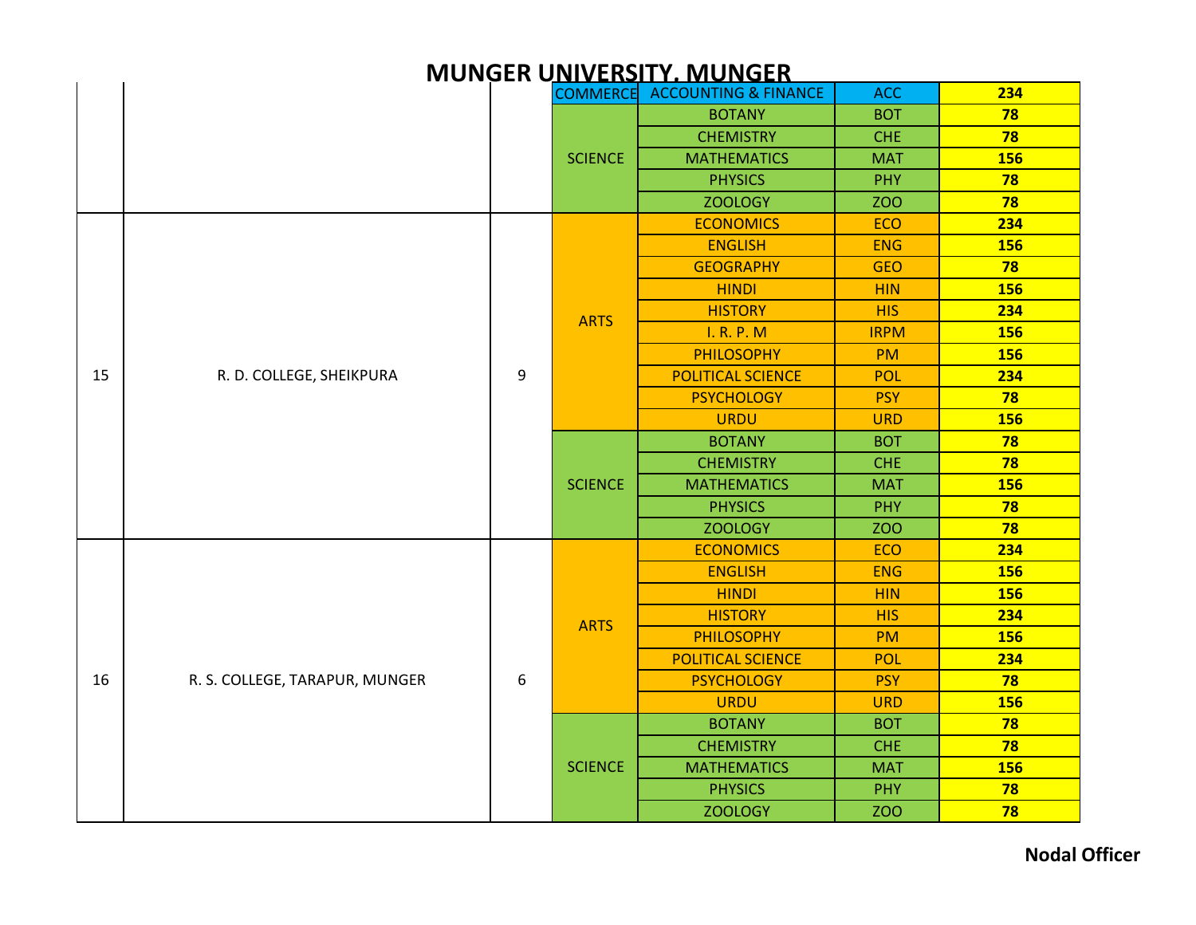# MUNGER UNIVERSITY, MUNGER

| | | | | | | |
|---|---|---|---|---|---|---|
| | | | COMMERCE | ACCOUNTING & FINANCE | ACC | 234 |
| | | | SCIENCE | BOTANY | BOT | 78 |
| | | | | CHEMISTRY | CHE | 78 |
| | | | | MATHEMATICS | MAT | 156 |
| | | | | PHYSICS | PHY | 78 |
| | | | | ZOOLOGY | ZOO | 78 |
| 15 | R. D. COLLEGE, SHEIKPURA | 9 | ARTS | ECONOMICS | ECO | 234 |
| | | | | ENGLISH | ENG | 156 |
| | | | | GEOGRAPHY | GEO | 78 |
| | | | | HINDI | HIN | 156 |
| | | | | HISTORY | HIS | 234 |
| | | | | I. R. P. M | IRPM | 156 |
| | | | | PHILOSOPHY | PM | 156 |
| | | | | POLITICAL SCIENCE | POL | 234 |
| | | | | PSYCHOLOGY | PSY | 78 |
| | | | | URDU | URD | 156 |
| | | | SCIENCE | BOTANY | BOT | 78 |
| | | | | CHEMISTRY | CHE | 78 |
| | | | | MATHEMATICS | MAT | 156 |
| | | | | PHYSICS | PHY | 78 |
| | | | | ZOOLOGY | ZOO | 78 |
| 16 | R. S. COLLEGE, TARAPUR, MUNGER | 6 | ARTS | ECONOMICS | ECO | 234 |
| | | | | ENGLISH | ENG | 156 |
| | | | | HINDI | HIN | 156 |
| | | | | HISTORY | HIS | 234 |
| | | | | PHILOSOPHY | PM | 156 |
| | | | | POLITICAL SCIENCE | POL | 234 |
| | | | | PSYCHOLOGY | PSY | 78 |
| | | | | URDU | URD | 156 |
| | | | SCIENCE | BOTANY | BOT | 78 |
| | | | | CHEMISTRY | CHE | 78 |
| | | | | MATHEMATICS | MAT | 156 |
| | | | | PHYSICS | PHY | 78 |
| | | | | ZOOLOGY | ZOO | 78 |

**Nodal Officer**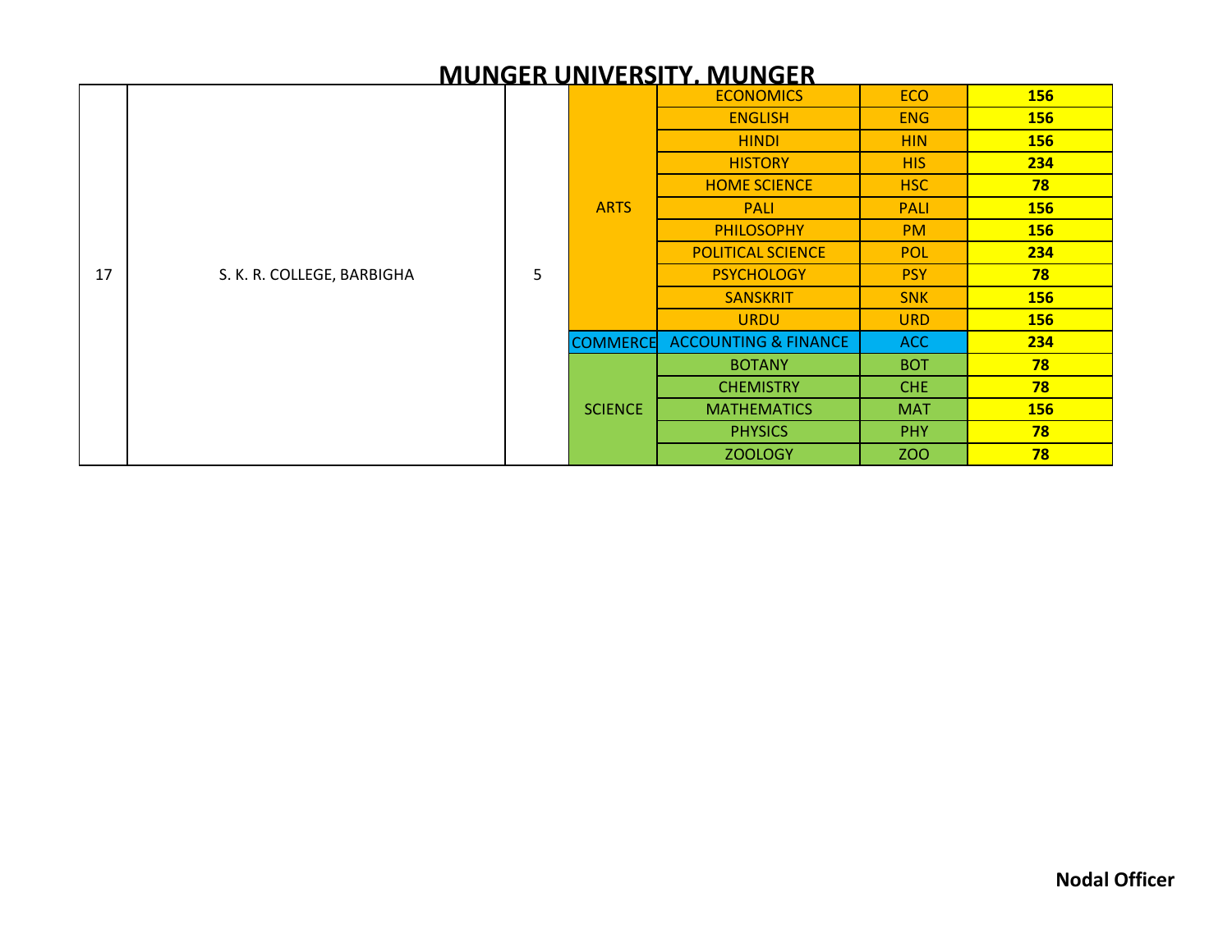# MUNGER UNIVERSITY, MUNGER

| | | | | | | |
|---|---|---|---|---|---|---|
| 17 | S. K. R. COLLEGE, BARBIGHA | 5 | ARTS | ECONOMICS | ECO | **156** |
| | | | | ENGLISH | ENG | **156** |
| | | | | HINDI | HIN | **156** |
| | | | | HISTORY | HIS | **234** |
| | | | | HOME SCIENCE | HSC | **78** |
| | | | | PALI | PALI | **156** |
| | | | | PHILOSOPHY | PM | **156** |
| | | | | POLITICAL SCIENCE | POL | **234** |
| | | | | PSYCHOLOGY | PSY | **78** |
| | | | | SANSKRIT | SNK | **156** |
| | | | | URDU | URD | **156** |
| | | | COMMERCE | ACCOUNTING & FINANCE | ACC | **234** |
| | | | SCIENCE | BOTANY | BOT | **78** |
| | | | | CHEMISTRY | CHE | **78** |
| | | | | MATHEMATICS | MAT | **156** |
| | | | | PHYSICS | PHY | **78** |
| | | | | ZOOLOGY | ZOO | **78** |

**Nodal Officer**